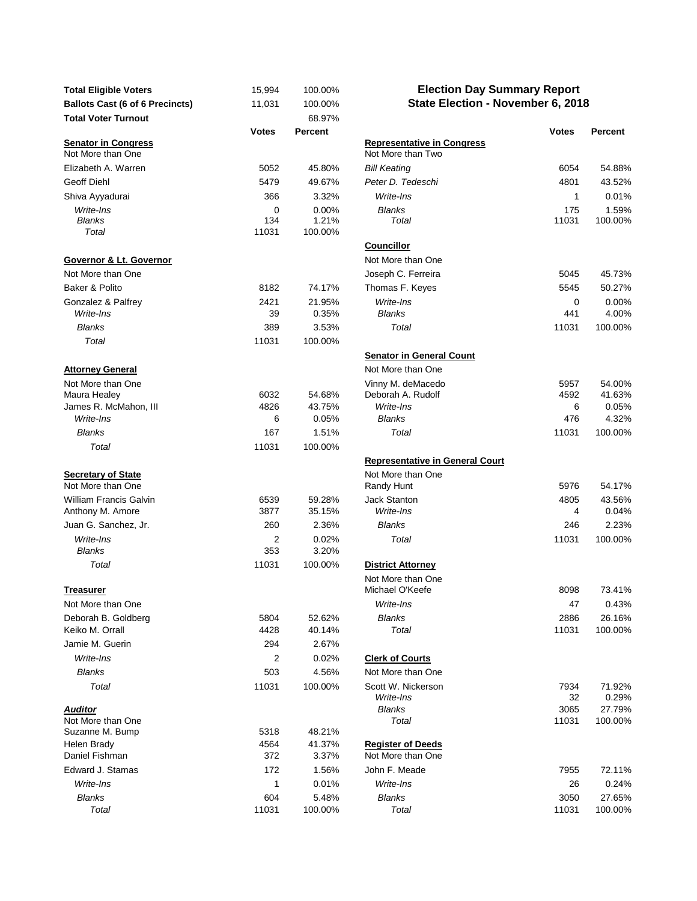# Election Day Summary Report
## State Election - November 6, 2018

| | | |
|---|---|---|
| **Total Eligible Voters** | 15,994 | 100.00% |
| **Ballots Cast (6 of 6 Precincts)** | 11,031 | 100.00% |
| **Total Voter Turnout** | | 68.97% |

| | Votes | Percent |
|---|---|---|
| **Senator in Congress** | | |
| Not More than One | | |
| Elizabeth A. Warren | 5052 | 45.80% |
| Geoff Diehl | 5479 | 49.67% |
| Shiva Ayyadurai | 366 | 3.32% |
| *Write-Ins* | 0 | 0.00% |
| *Blanks* | 134 | 1.21% |
| *Total* | 11031 | 100.00% |
| **Governor & Lt. Governor** | | |
| Not More than One | | |
| Baker & Polito | 8182 | 74.17% |
| Gonzalez & Palfrey | 2421 | 21.95% |
| *Write-Ins* | 39 | 0.35% |
| *Blanks* | 389 | 3.53% |
| *Total* | 11031 | 100.00% |
| **Attorney General** | | |
| Not More than One | | |
| Maura Healey | 6032 | 54.68% |
| James R. McMahon, III | 4826 | 43.75% |
| *Write-Ins* | 6 | 0.05% |
| *Blanks* | 167 | 1.51% |
| *Total* | 11031 | 100.00% |
| **Secretary of State** | | |
| Not More than One | | |
| William Francis Galvin | 6539 | 59.28% |
| Anthony M. Amore | 3877 | 35.15% |
| Juan G. Sanchez, Jr. | 260 | 2.36% |
| *Write-Ins* | 2 | 0.02% |
| *Blanks* | 353 | 3.20% |
| *Total* | 11031 | 100.00% |
| **Treasurer** | | |
| Not More than One | | |
| Deborah B. Goldberg | 5804 | 52.62% |
| Keiko M. Orrall | 4428 | 40.14% |
| Jamie M. Guerin | 294 | 2.67% |
| *Write-Ins* | 2 | 0.02% |
| *Blanks* | 503 | 4.56% |
| *Total* | 11031 | 100.00% |
| ***Auditor*** | | |
| Not More than One | | |
| Suzanne M. Bump | 5318 | 48.21% |
| Helen Brady | 4564 | 41.37% |
| Daniel Fishman | 372 | 3.37% |
| Edward J. Stamas | 172 | 1.56% |
| *Write-Ins* | 1 | 0.01% |
| *Blanks* | 604 | 5.48% |
| *Total* | 11031 | 100.00% |

| | Votes | Percent |
|---|---|---|
| **Representative in Congress** | | |
| Not More than Two | | |
| *Bill Keating* | 6054 | 54.88% |
| *Peter D. Tedeschi* | 4801 | 43.52% |
| *Write-Ins* | 1 | 0.01% |
| *Blanks* | 175 | 1.59% |
| *Total* | 11031 | 100.00% |
| **Councillor** | | |
| Not More than One | | |
| Joseph C. Ferreira | 5045 | 45.73% |
| Thomas F. Keyes | 5545 | 50.27% |
| *Write-Ins* | 0 | 0.00% |
| *Blanks* | 441 | 4.00% |
| *Total* | 11031 | 100.00% |
| **Senator in General Count** | | |
| Not More than One | | |
| Vinny M. deMacedo | 5957 | 54.00% |
| Deborah A. Rudolf | 4592 | 41.63% |
| *Write-Ins* | 6 | 0.05% |
| *Blanks* | 476 | 4.32% |
| *Total* | 11031 | 100.00% |
| **Representative in General Court** | | |
| Not More than One | | |
| Randy Hunt | 5976 | 54.17% |
| Jack Stanton | 4805 | 43.56% |
| *Write-Ins* | 4 | 0.04% |
| *Blanks* | 246 | 2.23% |
| *Total* | 11031 | 100.00% |
| **District Attorney** | | |
| Not More than One | | |
| Michael O'Keefe | 8098 | 73.41% |
| *Write-Ins* | 47 | 0.43% |
| *Blanks* | 2886 | 26.16% |
| *Total* | 11031 | 100.00% |
| **Clerk of Courts** | | |
| Not More than One | | |
| Scott W. Nickerson | 7934 | 71.92% |
| *Write-Ins* | 32 | 0.29% |
| *Blanks* | 3065 | 27.79% |
| *Total* | 11031 | 100.00% |
| **Register of Deeds** | | |
| Not More than One | | |
| John F. Meade | 7955 | 72.11% |
| *Write-Ins* | 26 | 0.24% |
| *Blanks* | 3050 | 27.65% |
| *Total* | 11031 | 100.00% |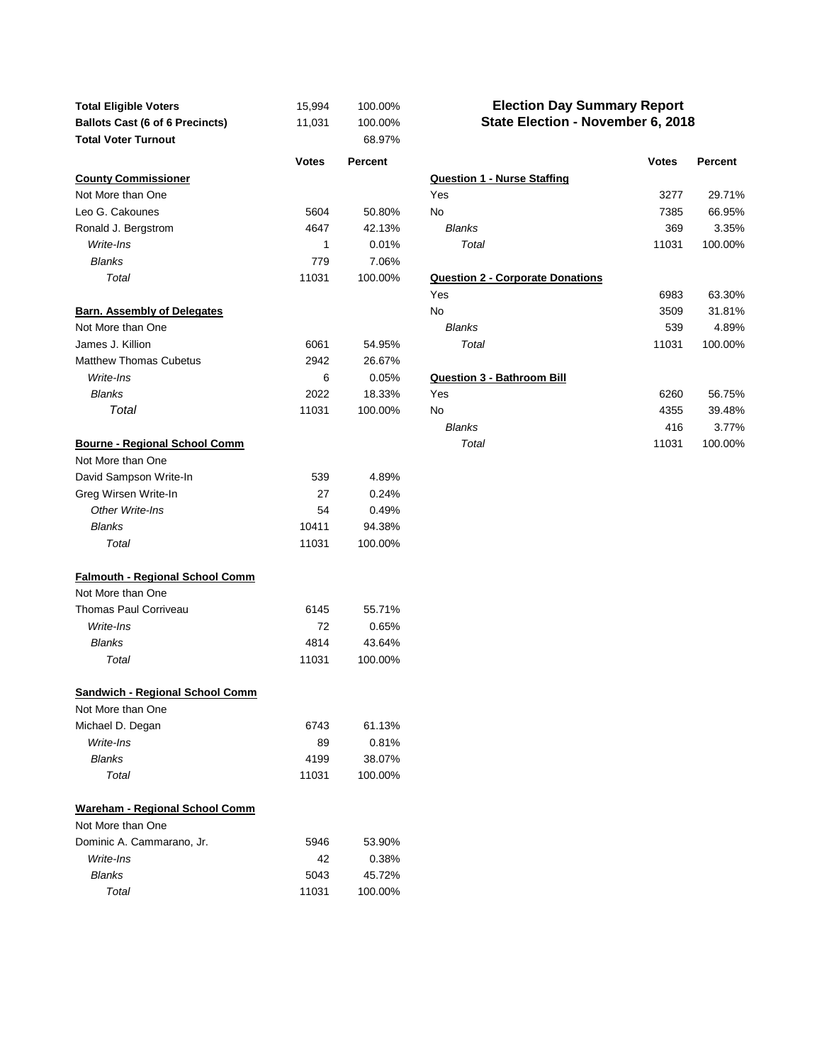# Election Day Summary Report
## State Election - November 6, 2018

| | | |
|---|---|---|
| **Total Eligible Voters** | 15,994 | 100.00% |
| **Ballots Cast (6 of 6 Precincts)** | 11,031 | 100.00% |
| **Total Voter Turnout** | | 68.97% |

| | **Votes** | **Percent** |
|---|---|---|
| **County Commissioner** | | |
| Not More than One | | |
| Leo G. Cakounes | 5604 | 50.80% |
| Ronald J. Bergstrom | 4647 | 42.13% |
| *Write-Ins* | 1 | 0.01% |
| *Blanks* | 779 | 7.06% |
| *Total* | 11031 | 100.00% |
| **Barn. Assembly of Delegates** | | |
| Not More than One | | |
| James J. Killion | 6061 | 54.95% |
| Matthew Thomas Cubetus | 2942 | 26.67% |
| *Write-Ins* | 6 | 0.05% |
| *Blanks* | 2022 | 18.33% |
| *Total* | 11031 | 100.00% |
| **Bourne - Regional School Comm** | | |
| Not More than One | | |
| David Sampson Write-In | 539 | 4.89% |
| Greg Wirsen Write-In | 27 | 0.24% |
| *Other Write-Ins* | 54 | 0.49% |
| *Blanks* | 10411 | 94.38% |
| *Total* | 11031 | 100.00% |
| **Falmouth - Regional School Comm** | | |
| Not More than One | | |
| Thomas Paul Corriveau | 6145 | 55.71% |
| *Write-Ins* | 72 | 0.65% |
| *Blanks* | 4814 | 43.64% |
| *Total* | 11031 | 100.00% |
| **Sandwich - Regional School Comm** | | |
| Not More than One | | |
| Michael D. Degan | 6743 | 61.13% |
| *Write-Ins* | 89 | 0.81% |
| *Blanks* | 4199 | 38.07% |
| *Total* | 11031 | 100.00% |
| **Wareham - Regional School Comm** | | |
| Not More than One | | |
| Dominic A. Cammarano, Jr. | 5946 | 53.90% |
| *Write-Ins* | 42 | 0.38% |
| *Blanks* | 5043 | 45.72% |
| *Total* | 11031 | 100.00% |

| | **Votes** | **Percent** |
|---|---|---|
| **Question 1 - Nurse Staffing** | | |
| Yes | 3277 | 29.71% |
| No | 7385 | 66.95% |
| *Blanks* | 369 | 3.35% |
| *Total* | 11031 | 100.00% |
| **Question 2 - Corporate Donations** | | |
| Yes | 6983 | 63.30% |
| No | 3509 | 31.81% |
| *Blanks* | 539 | 4.89% |
| *Total* | 11031 | 100.00% |
| **Question 3 - Bathroom Bill** | | |
| Yes | 6260 | 56.75% |
| No | 4355 | 39.48% |
| *Blanks* | 416 | 3.77% |
| *Total* | 11031 | 100.00% |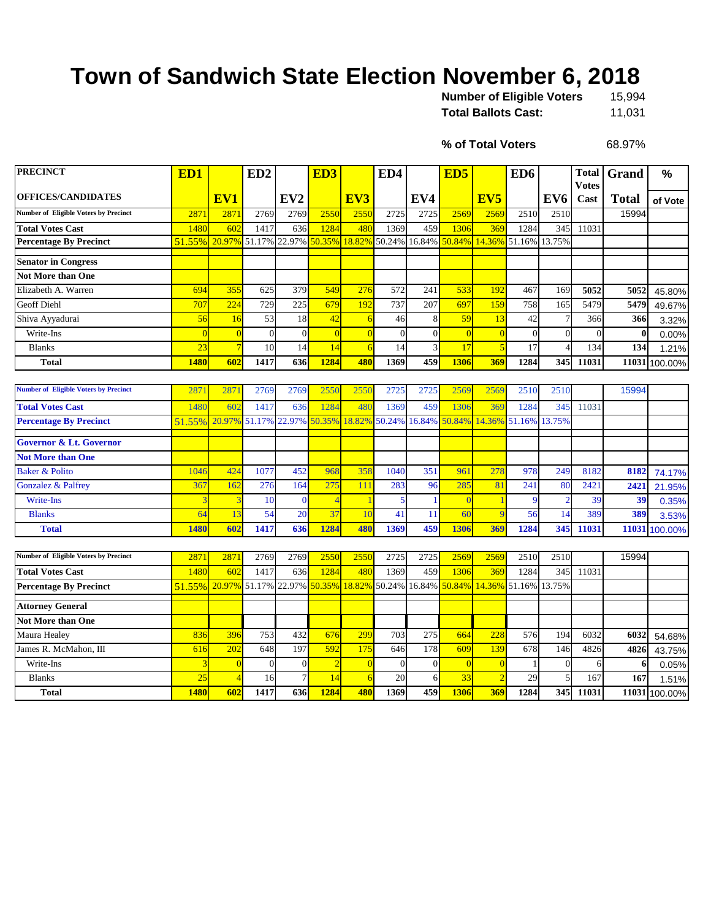# Town of Sandwich State Election November 6, 2018

**Number of Eligible Voters** 15,994

**Total Ballots Cast:** 11,031

**% of Total Voters** 68.97%

| PRECINCT / OFFICES/CANDIDATES | ED1 | EV1 | ED2 | EV2 | ED3 | EV3 | ED4 | EV4 | ED5 | EV5 | ED6 | EV6 | Total Votes Cast | Grand Total | % of Vote |
|---|---|---|---|---|---|---|---|---|---|---|---|---|---|---|---|
| Number of Eligible Voters by Precinct | 2871 | 2871 | 2769 | 2769 | 2550 | 2550 | 2725 | 2725 | 2569 | 2569 | 2510 | 2510 | | 15994 | |
| Total Votes Cast | 1480 | 602 | 1417 | 636 | 1284 | 480 | 1369 | 459 | 1306 | 369 | 1284 | 345 | 11031 | | |
| Percentage By Precinct | 51.55% | 20.97% | 51.17% | 22.97% | 50.35% | 18.82% | 50.24% | 16.84% | 50.84% | 14.36% | 51.16% | 13.75% | | | |
| **Senator in Congress** | | | | | | | | | | | | | | | |
| **Not More than One** | | | | | | | | | | | | | | | |
| Elizabeth A. Warren | 694 | 355 | 625 | 379 | 549 | 276 | 572 | 241 | 533 | 192 | 467 | 169 | 5052 | 5052 | 45.80% |
| Geoff Diehl | 707 | 224 | 729 | 225 | 679 | 192 | 737 | 207 | 697 | 159 | 758 | 165 | 5479 | 5479 | 49.67% |
| Shiva Ayyadurai | 56 | 16 | 53 | 18 | 42 | 6 | 46 | 8 | 59 | 13 | 42 | 7 | 366 | 366 | 3.32% |
| Write-Ins | 0 | 0 | 0 | 0 | 0 | 0 | 0 | 0 | 0 | 0 | 0 | 0 | 0 | 0 | 0.00% |
| Blanks | 23 | 7 | 10 | 14 | 14 | 6 | 14 | 3 | 17 | 5 | 17 | 4 | 134 | 134 | 1.21% |
| **Total** | 1480 | 602 | 1417 | 636 | 1284 | 480 | 1369 | 459 | 1306 | 369 | 1284 | 345 | 11031 | 11031 | 100.00% |

| PRECINCT / OFFICES/CANDIDATES | ED1 | EV1 | ED2 | EV2 | ED3 | EV3 | ED4 | EV4 | ED5 | EV5 | ED6 | EV6 | Total Votes Cast | Grand Total | % of Vote |
|---|---|---|---|---|---|---|---|---|---|---|---|---|---|---|---|
| Number of Eligible Voters by Precinct | 2871 | 2871 | 2769 | 2769 | 2550 | 2550 | 2725 | 2725 | 2569 | 2569 | 2510 | 2510 | | 15994 | |
| Total Votes Cast | 1480 | 602 | 1417 | 636 | 1284 | 480 | 1369 | 459 | 1306 | 369 | 1284 | 345 | 11031 | | |
| Percentage By Precinct | 51.55% | 20.97% | 51.17% | 22.97% | 50.35% | 18.82% | 50.24% | 16.84% | 50.84% | 14.36% | 51.16% | 13.75% | | | |
| **Governor & Lt. Governor** | | | | | | | | | | | | | | | |
| **Not More than One** | | | | | | | | | | | | | | | |
| Baker & Polito | 1046 | 424 | 1077 | 452 | 968 | 358 | 1040 | 351 | 961 | 278 | 978 | 249 | 8182 | 8182 | 74.17% |
| Gonzalez & Palfrey | 367 | 162 | 276 | 164 | 275 | 111 | 283 | 96 | 285 | 81 | 241 | 80 | 2421 | 2421 | 21.95% |
| Write-Ins | 3 | 3 | 10 | 0 | 4 | 1 | 5 | 1 | 0 | 1 | 9 | 2 | 39 | 39 | 0.35% |
| Blanks | 64 | 13 | 54 | 20 | 37 | 10 | 41 | 11 | 60 | 9 | 56 | 14 | 389 | 389 | 3.53% |
| **Total** | 1480 | 602 | 1417 | 636 | 1284 | 480 | 1369 | 459 | 1306 | 369 | 1284 | 345 | 11031 | 11031 | 100.00% |

| PRECINCT / OFFICES/CANDIDATES | ED1 | EV1 | ED2 | EV2 | ED3 | EV3 | ED4 | EV4 | ED5 | EV5 | ED6 | EV6 | Total Votes Cast | Grand Total | % of Vote |
|---|---|---|---|---|---|---|---|---|---|---|---|---|---|---|---|
| Number of Eligible Voters by Precinct | 2871 | 2871 | 2769 | 2769 | 2550 | 2550 | 2725 | 2725 | 2569 | 2569 | 2510 | 2510 | | 15994 | |
| Total Votes Cast | 1480 | 602 | 1417 | 636 | 1284 | 480 | 1369 | 459 | 1306 | 369 | 1284 | 345 | 11031 | | |
| Percentage By Precinct | 51.55% | 20.97% | 51.17% | 22.97% | 50.35% | 18.82% | 50.24% | 16.84% | 50.84% | 14.36% | 51.16% | 13.75% | | | |
| **Attorney General** | | | | | | | | | | | | | | | |
| **Not More than One** | | | | | | | | | | | | | | | |
| Maura Healey | 836 | 396 | 753 | 432 | 676 | 299 | 703 | 275 | 664 | 228 | 576 | 194 | 6032 | 6032 | 54.68% |
| James R. McMahon, III | 616 | 202 | 648 | 197 | 592 | 175 | 646 | 178 | 609 | 139 | 678 | 146 | 4826 | 4826 | 43.75% |
| Write-Ins | 3 | 0 | 0 | 0 | 2 | 0 | 0 | 0 | 0 | 0 | 1 | 0 | 6 | 6 | 0.05% |
| Blanks | 25 | 4 | 16 | 7 | 14 | 6 | 20 | 6 | 33 | 2 | 29 | 5 | 167 | 167 | 1.51% |
| **Total** | 1480 | 602 | 1417 | 636 | 1284 | 480 | 1369 | 459 | 1306 | 369 | 1284 | 345 | 11031 | 11031 | 100.00% |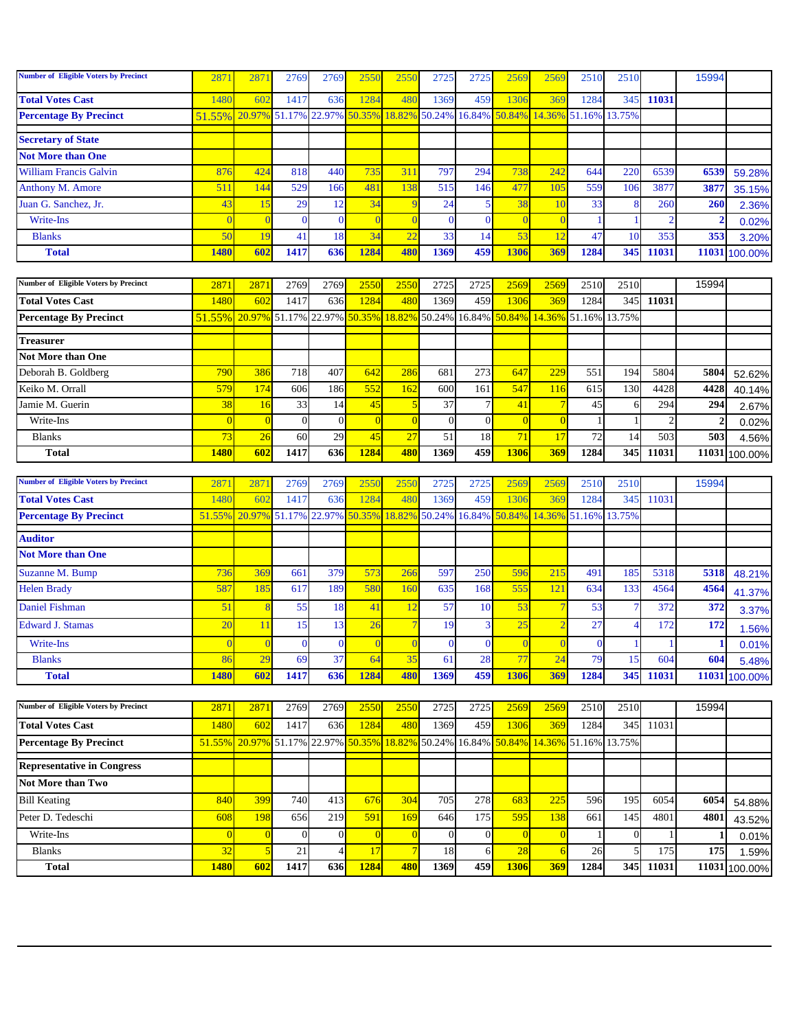| Number of Eligible Voters by Precinct | 2871 | 2871 | 2769 | 2769 | 2550 | 2550 | 2725 | 2725 | 2569 | 2569 | 2510 | 2510 | | 15994 | |
|---|---|---|---|---|---|---|---|---|---|---|---|---|---|---|---|
| **Total Votes Cast** | 1480 | 602 | 1417 | 636 | 1284 | 480 | 1369 | 459 | 1306 | 369 | 1284 | 345 | **11031** | | |
| **Percentage By Precinct** | 51.55% | 20.97% | 51.17% | 22.97% | 50.35% | 18.82% | 50.24% | 16.84% | 50.84% | 14.36% | 51.16% | 13.75% | | | |
| **Secretary of State** | | | | | | | | | | | | | | | |
| **Not More than One** | | | | | | | | | | | | | | | |
| William Francis Galvin | 876 | 424 | 818 | 440 | 735 | 311 | 797 | 294 | 738 | 242 | 644 | 220 | 6539 | **6539** | 59.28% |
| Anthony M. Amore | 511 | 144 | 529 | 166 | 481 | 138 | 515 | 146 | 477 | 105 | 559 | 106 | 3877 | **3877** | 35.15% |
| Juan G. Sanchez, Jr. | 43 | 15 | 29 | 12 | 34 | 9 | 24 | 5 | 38 | 10 | 33 | 8 | 260 | **260** | 2.36% |
| Write-Ins | 0 | 0 | 0 | 0 | 0 | 0 | 0 | 0 | 0 | 0 | 1 | 1 | 2 | **2** | 0.02% |
| Blanks | 50 | 19 | 41 | 18 | 34 | 22 | 33 | 14 | 53 | 12 | 47 | 10 | 353 | **353** | 3.20% |
| **Total** | **1480** | **602** | **1417** | **636** | **1284** | **480** | **1369** | **459** | **1306** | **369** | **1284** | **345** | **11031** | **11031** | 100.00% |

| Number of Eligible Voters by Precinct | 2871 | 2871 | 2769 | 2769 | 2550 | 2550 | 2725 | 2725 | 2569 | 2569 | 2510 | 2510 | | 15994 | |
|---|---|---|---|---|---|---|---|---|---|---|---|---|---|---|---|
| **Total Votes Cast** | 1480 | 602 | 1417 | 636 | 1284 | 480 | 1369 | 459 | 1306 | 369 | 1284 | 345 | **11031** | | |
| **Percentage By Precinct** | 51.55% | 20.97% | 51.17% | 22.97% | 50.35% | 18.82% | 50.24% | 16.84% | 50.84% | 14.36% | 51.16% | 13.75% | | | |
| **Treasurer** | | | | | | | | | | | | | | | |
| **Not More than One** | | | | | | | | | | | | | | | |
| Deborah B. Goldberg | 790 | 386 | 718 | 407 | 642 | 286 | 681 | 273 | 647 | 229 | 551 | 194 | 5804 | **5804** | 52.62% |
| Keiko M. Orrall | 579 | 174 | 606 | 186 | 552 | 162 | 600 | 161 | 547 | 116 | 615 | 130 | 4428 | **4428** | 40.14% |
| Jamie M. Guerin | 38 | 16 | 33 | 14 | 45 | 5 | 37 | 7 | 41 | 7 | 45 | 6 | 294 | **294** | 2.67% |
| Write-Ins | 0 | 0 | 0 | 0 | 0 | 0 | 0 | 0 | 0 | 0 | 1 | 1 | 2 | **2** | 0.02% |
| Blanks | 73 | 26 | 60 | 29 | 45 | 27 | 51 | 18 | 71 | 17 | 72 | 14 | 503 | **503** | 4.56% |
| **Total** | **1480** | **602** | **1417** | **636** | **1284** | **480** | **1369** | **459** | **1306** | **369** | **1284** | **345** | **11031** | **11031** | 100.00% |

| Number of Eligible Voters by Precinct | 2871 | 2871 | 2769 | 2769 | 2550 | 2550 | 2725 | 2725 | 2569 | 2569 | 2510 | 2510 | | 15994 | |
|---|---|---|---|---|---|---|---|---|---|---|---|---|---|---|---|
| **Total Votes Cast** | 1480 | 602 | 1417 | 636 | 1284 | 480 | 1369 | 459 | 1306 | 369 | 1284 | 345 | 11031 | | |
| **Percentage By Precinct** | 51.55% | 20.97% | 51.17% | 22.97% | 50.35% | 18.82% | 50.24% | 16.84% | 50.84% | 14.36% | 51.16% | 13.75% | | | |
| **Auditor** | | | | | | | | | | | | | | | |
| **Not More than One** | | | | | | | | | | | | | | | |
| Suzanne M. Bump | 736 | 369 | 661 | 379 | 573 | 266 | 597 | 250 | 596 | 215 | 491 | 185 | 5318 | **5318** | 48.21% |
| Helen Brady | 587 | 185 | 617 | 189 | 580 | 160 | 635 | 168 | 555 | 121 | 634 | 133 | 4564 | **4564** | 41.37% |
| Daniel Fishman | 51 | 8 | 55 | 18 | 41 | 12 | 57 | 10 | 53 | 7 | 53 | 7 | 372 | **372** | 3.37% |
| Edward J. Stamas | 20 | 11 | 15 | 13 | 26 | 7 | 19 | 3 | 25 | 2 | 27 | 4 | 172 | **172** | 1.56% |
| Write-Ins | 0 | 0 | 0 | 0 | 0 | 0 | 0 | 0 | 0 | 0 | 0 | 1 | 1 | **1** | 0.01% |
| Blanks | 86 | 29 | 69 | 37 | 64 | 35 | 61 | 28 | 77 | 24 | 79 | 15 | 604 | **604** | 5.48% |
| **Total** | **1480** | **602** | **1417** | **636** | **1284** | **480** | **1369** | **459** | **1306** | **369** | **1284** | **345** | **11031** | **11031** | 100.00% |

| Number of Eligible Voters by Precinct | 2871 | 2871 | 2769 | 2769 | 2550 | 2550 | 2725 | 2725 | 2569 | 2569 | 2510 | 2510 | | 15994 | |
|---|---|---|---|---|---|---|---|---|---|---|---|---|---|---|---|
| **Total Votes Cast** | 1480 | 602 | 1417 | 636 | 1284 | 480 | 1369 | 459 | 1306 | 369 | 1284 | 345 | 11031 | | |
| **Percentage By Precinct** | 51.55% | 20.97% | 51.17% | 22.97% | 50.35% | 18.82% | 50.24% | 16.84% | 50.84% | 14.36% | 51.16% | 13.75% | | | |
| **Representative in Congress** | | | | | | | | | | | | | | | |
| **Not More than Two** | | | | | | | | | | | | | | | |
| Bill Keating | 840 | 399 | 740 | 413 | 676 | 304 | 705 | 278 | 683 | 225 | 596 | 195 | 6054 | **6054** | 54.88% |
| Peter D. Tedeschi | 608 | 198 | 656 | 219 | 591 | 169 | 646 | 175 | 595 | 138 | 661 | 145 | 4801 | **4801** | 43.52% |
| Write-Ins | 0 | 0 | 0 | 0 | 0 | 0 | 0 | 0 | 0 | 0 | 1 | 0 | 1 | **1** | 0.01% |
| Blanks | 32 | 5 | 21 | 4 | 17 | 7 | 18 | 6 | 28 | 6 | 26 | 5 | 175 | **175** | 1.59% |
| **Total** | **1480** | **602** | **1417** | **636** | **1284** | **480** | **1369** | **459** | **1306** | **369** | **1284** | **345** | **11031** | **11031** | 100.00% |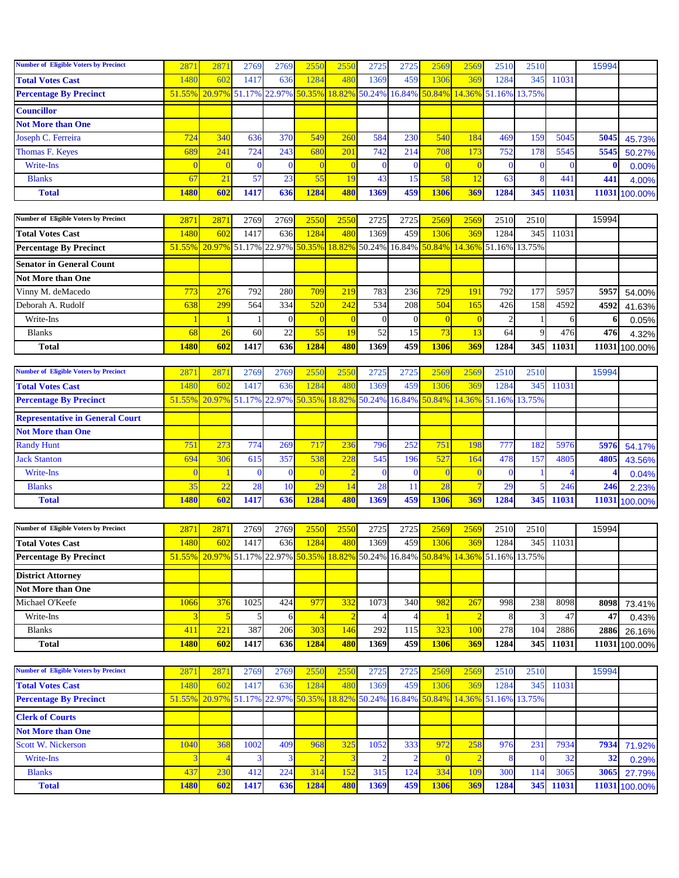| Number of Eligible Voters by Precinct | 2871 | 2871 | 2769 | 2769 | 2550 | 2550 | 2725 | 2725 | 2569 | 2569 | 2510 | 2510 | | 15994 | |
|---|---|---|---|---|---|---|---|---|---|---|---|---|---|---|---|
| **Total Votes Cast** | 1480 | 602 | 1417 | 636 | 1284 | 480 | 1369 | 459 | 1306 | 369 | 1284 | 345 | 11031 | | |
| **Percentage By Precinct** | 51.55% | 20.97% | 51.17% | 22.97% | 50.35% | 18.82% | 50.24% | 16.84% | 50.84% | 14.36% | 51.16% | 13.75% | | | |
| **Councillor** | | | | | | | | | | | | | | | |
| **Not More than One** | | | | | | | | | | | | | | | |
| Joseph C. Ferreira | 724 | 340 | 636 | 370 | 549 | 260 | 584 | 230 | 540 | 184 | 469 | 159 | 5045 | 5045 | 45.73% |
| Thomas F. Keyes | 689 | 241 | 724 | 243 | 680 | 201 | 742 | 214 | 708 | 173 | 752 | 178 | 5545 | 5545 | 50.27% |
| Write-Ins | 0 | 0 | 0 | 0 | 0 | 0 | 0 | 0 | 0 | 0 | 0 | 0 | 0 | 0 | 0.00% |
| Blanks | 67 | 21 | 57 | 23 | 55 | 19 | 43 | 15 | 58 | 12 | 63 | 8 | 441 | 441 | 4.00% |
| **Total** | **1480** | **602** | **1417** | **636** | **1284** | **480** | **1369** | **459** | **1306** | **369** | **1284** | **345** | **11031** | **11031** | 100.00% |

| Number of Eligible Voters by Precinct | 2871 | 2871 | 2769 | 2769 | 2550 | 2550 | 2725 | 2725 | 2569 | 2569 | 2510 | 2510 | | 15994 | |
|---|---|---|---|---|---|---|---|---|---|---|---|---|---|---|---|
| **Total Votes Cast** | 1480 | 602 | 1417 | 636 | 1284 | 480 | 1369 | 459 | 1306 | 369 | 1284 | 345 | 11031 | | |
| **Percentage By Precinct** | 51.55% | 20.97% | 51.17% | 22.97% | 50.35% | 18.82% | 50.24% | 16.84% | 50.84% | 14.36% | 51.16% | 13.75% | | | |
| **Senator in General Count** | | | | | | | | | | | | | | | |
| **Not More than One** | | | | | | | | | | | | | | | |
| Vinny M. deMacedo | 773 | 276 | 792 | 280 | 709 | 219 | 783 | 236 | 729 | 191 | 792 | 177 | 5957 | 5957 | 54.00% |
| Deborah A. Rudolf | 638 | 299 | 564 | 334 | 520 | 242 | 534 | 208 | 504 | 165 | 426 | 158 | 4592 | 4592 | 41.63% |
| Write-Ins | 1 | 1 | 1 | 0 | 0 | 0 | 0 | 0 | 0 | 0 | 2 | 1 | 6 | 6 | 0.05% |
| Blanks | 68 | 26 | 60 | 22 | 55 | 19 | 52 | 15 | 73 | 13 | 64 | 9 | 476 | 476 | 4.32% |
| **Total** | **1480** | **602** | **1417** | **636** | **1284** | **480** | **1369** | **459** | **1306** | **369** | **1284** | **345** | **11031** | **11031** | 100.00% |

| Number of Eligible Voters by Precinct | 2871 | 2871 | 2769 | 2769 | 2550 | 2550 | 2725 | 2725 | 2569 | 2569 | 2510 | 2510 | | 15994 | |
|---|---|---|---|---|---|---|---|---|---|---|---|---|---|---|---|
| **Total Votes Cast** | 1480 | 602 | 1417 | 636 | 1284 | 480 | 1369 | 459 | 1306 | 369 | 1284 | 345 | 11031 | | |
| **Percentage By Precinct** | 51.55% | 20.97% | 51.17% | 22.97% | 50.35% | 18.82% | 50.24% | 16.84% | 50.84% | 14.36% | 51.16% | 13.75% | | | |
| **Representative in General Court** | | | | | | | | | | | | | | | |
| **Not More than One** | | | | | | | | | | | | | | | |
| Randy Hunt | 751 | 273 | 774 | 269 | 717 | 236 | 796 | 252 | 751 | 198 | 777 | 182 | 5976 | 5976 | 54.17% |
| Jack Stanton | 694 | 306 | 615 | 357 | 538 | 228 | 545 | 196 | 527 | 164 | 478 | 157 | 4805 | 4805 | 43.56% |
| Write-Ins | 0 | 1 | 0 | 0 | 0 | 2 | 0 | 0 | 0 | 0 | 0 | 1 | 4 | 4 | 0.04% |
| Blanks | 35 | 22 | 28 | 10 | 29 | 14 | 28 | 11 | 28 | 7 | 29 | 5 | 246 | 246 | 2.23% |
| **Total** | **1480** | **602** | **1417** | **636** | **1284** | **480** | **1369** | **459** | **1306** | **369** | **1284** | **345** | **11031** | **11031** | 100.00% |

| Number of Eligible Voters by Precinct | 2871 | 2871 | 2769 | 2769 | 2550 | 2550 | 2725 | 2725 | 2569 | 2569 | 2510 | 2510 | | 15994 | |
|---|---|---|---|---|---|---|---|---|---|---|---|---|---|---|---|
| **Total Votes Cast** | 1480 | 602 | 1417 | 636 | 1284 | 480 | 1369 | 459 | 1306 | 369 | 1284 | 345 | 11031 | | |
| **Percentage By Precinct** | 51.55% | 20.97% | 51.17% | 22.97% | 50.35% | 18.82% | 50.24% | 16.84% | 50.84% | 14.36% | 51.16% | 13.75% | | | |
| **District Attorney** | | | | | | | | | | | | | | | |
| **Not More than One** | | | | | | | | | | | | | | | |
| Michael O'Keefe | 1066 | 376 | 1025 | 424 | 977 | 332 | 1073 | 340 | 982 | 267 | 998 | 238 | 8098 | 8098 | 73.41% |
| Write-Ins | 3 | 5 | 5 | 6 | 4 | 2 | 4 | 4 | 1 | 2 | 8 | 3 | 47 | 47 | 0.43% |
| Blanks | 411 | 221 | 387 | 206 | 303 | 146 | 292 | 115 | 323 | 100 | 278 | 104 | 2886 | 2886 | 26.16% |
| **Total** | **1480** | **602** | **1417** | **636** | **1284** | **480** | **1369** | **459** | **1306** | **369** | **1284** | **345** | **11031** | **11031** | 100.00% |

| Number of Eligible Voters by Precinct | 2871 | 2871 | 2769 | 2769 | 2550 | 2550 | 2725 | 2725 | 2569 | 2569 | 2510 | 2510 | | 15994 | |
|---|---|---|---|---|---|---|---|---|---|---|---|---|---|---|---|
| **Total Votes Cast** | 1480 | 602 | 1417 | 636 | 1284 | 480 | 1369 | 459 | 1306 | 369 | 1284 | 345 | 11031 | | |
| **Percentage By Precinct** | 51.55% | 20.97% | 51.17% | 22.97% | 50.35% | 18.82% | 50.24% | 16.84% | 50.84% | 14.36% | 51.16% | 13.75% | | | |
| **Clerk of Courts** | | | | | | | | | | | | | | | |
| **Not More than One** | | | | | | | | | | | | | | | |
| Scott W. Nickerson | 1040 | 368 | 1002 | 409 | 968 | 325 | 1052 | 333 | 972 | 258 | 976 | 231 | 7934 | 7934 | 71.92% |
| Write-Ins | 3 | 4 | 3 | 3 | 2 | 3 | 2 | 2 | 0 | 2 | 8 | 0 | 32 | 32 | 0.29% |
| Blanks | 437 | 230 | 412 | 224 | 314 | 152 | 315 | 124 | 334 | 109 | 300 | 114 | 3065 | 3065 | 27.79% |
| **Total** | **1480** | **602** | **1417** | **636** | **1284** | **480** | **1369** | **459** | **1306** | **369** | **1284** | **345** | **11031** | **11031** | 100.00% |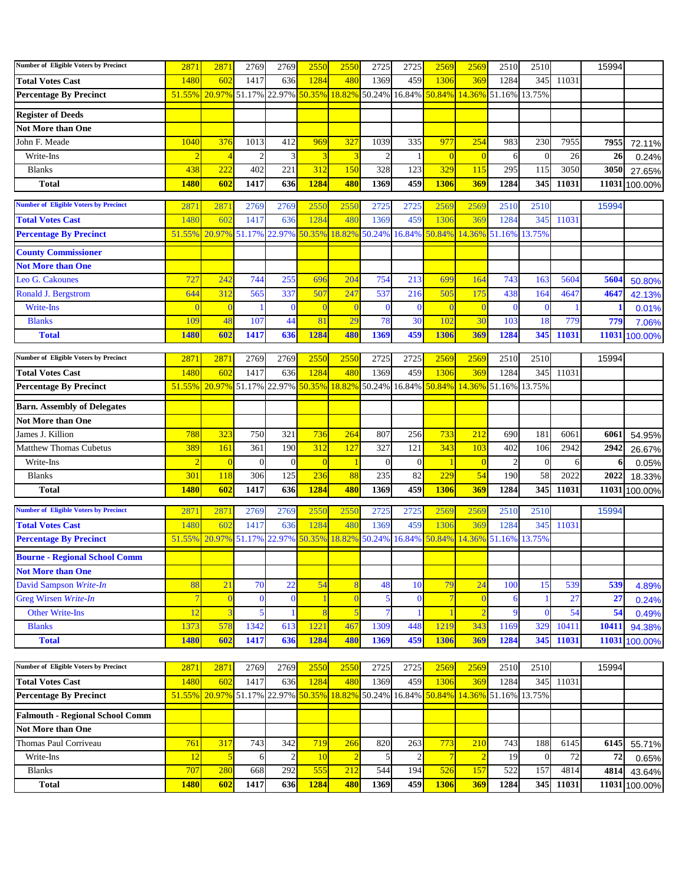| Number of Eligible Voters by Precinct | 2871 | 2871 | 2769 | 2769 | 2550 | 2550 | 2725 | 2725 | 2569 | 2569 | 2510 | 2510 | | 15994 | |
|---|---|---|---|---|---|---|---|---|---|---|---|---|---|---|---|
| **Total Votes Cast** | 1480 | 602 | 1417 | 636 | 1284 | 480 | 1369 | 459 | 1306 | 369 | 1284 | 345 | 11031 | | |
| **Percentage By Precinct** | 51.55% | 20.97% | 51.17% | 22.97% | 50.35% | 18.82% | 50.24% | 16.84% | 50.84% | 14.36% | 51.16% | 13.75% | | | |
| **Register of Deeds** | | | | | | | | | | | | | | | |
| **Not More than One** | | | | | | | | | | | | | | | |
| John F. Meade | 1040 | 376 | 1013 | 412 | 969 | 327 | 1039 | 335 | 977 | 254 | 983 | 230 | 7955 | **7955** | 72.11% |
| Write-Ins | 2 | 4 | 2 | 3 | 3 | 3 | 2 | 1 | 0 | 0 | 6 | 0 | 26 | **26** | 0.24% |
| Blanks | 438 | 222 | 402 | 221 | 312 | 150 | 328 | 123 | 329 | 115 | 295 | 115 | 3050 | **3050** | 27.65% |
| **Total** | **1480** | **602** | **1417** | **636** | **1284** | **480** | **1369** | **459** | **1306** | **369** | **1284** | **345** | **11031** | **11031** | 100.00% |

| Number of Eligible Voters by Precinct | 2871 | 2871 | 2769 | 2769 | 2550 | 2550 | 2725 | 2725 | 2569 | 2569 | 2510 | 2510 | | 15994 | |
|---|---|---|---|---|---|---|---|---|---|---|---|---|---|---|---|
| **Total Votes Cast** | 1480 | 602 | 1417 | 636 | 1284 | 480 | 1369 | 459 | 1306 | 369 | 1284 | 345 | 11031 | | |
| **Percentage By Precinct** | 51.55% | 20.97% | 51.17% | 22.97% | 50.35% | 18.82% | 50.24% | 16.84% | 50.84% | 14.36% | 51.16% | 13.75% | | | |
| **County Commissioner** | | | | | | | | | | | | | | | |
| **Not More than One** | | | | | | | | | | | | | | | |
| Leo G. Cakounes | 727 | 242 | 744 | 255 | 696 | 204 | 754 | 213 | 699 | 164 | 743 | 163 | 5604 | **5604** | 50.80% |
| Ronald J. Bergstrom | 644 | 312 | 565 | 337 | 507 | 247 | 537 | 216 | 505 | 175 | 438 | 164 | 4647 | **4647** | 42.13% |
| Write-Ins | 0 | 0 | 1 | 0 | 0 | 0 | 0 | 0 | 0 | 0 | 0 | 0 | 1 | **1** | 0.01% |
| Blanks | 109 | 48 | 107 | 44 | 81 | 29 | 78 | 30 | 102 | 30 | 103 | 18 | 779 | **779** | 7.06% |
| **Total** | **1480** | **602** | **1417** | **636** | **1284** | **480** | **1369** | **459** | **1306** | **369** | **1284** | **345** | **11031** | **11031** | 100.00% |

| Number of Eligible Voters by Precinct | 2871 | 2871 | 2769 | 2769 | 2550 | 2550 | 2725 | 2725 | 2569 | 2569 | 2510 | 2510 | | 15994 | |
|---|---|---|---|---|---|---|---|---|---|---|---|---|---|---|---|
| **Total Votes Cast** | 1480 | 602 | 1417 | 636 | 1284 | 480 | 1369 | 459 | 1306 | 369 | 1284 | 345 | 11031 | | |
| **Percentage By Precinct** | 51.55% | 20.97% | 51.17% | 22.97% | 50.35% | 18.82% | 50.24% | 16.84% | 50.84% | 14.36% | 51.16% | 13.75% | | | |
| **Barn. Assembly of Delegates** | | | | | | | | | | | | | | | |
| **Not More than One** | | | | | | | | | | | | | | | |
| James J. Killion | 788 | 323 | 750 | 321 | 736 | 264 | 807 | 256 | 733 | 212 | 690 | 181 | 6061 | **6061** | 54.95% |
| Matthew Thomas Cubetus | 389 | 161 | 361 | 190 | 312 | 127 | 327 | 121 | 343 | 103 | 402 | 106 | 2942 | **2942** | 26.67% |
| Write-Ins | 2 | 0 | 0 | 0 | 0 | 1 | 0 | 0 | 1 | 0 | 2 | 0 | 6 | **6** | 0.05% |
| Blanks | 301 | 118 | 306 | 125 | 236 | 88 | 235 | 82 | 229 | 54 | 190 | 58 | 2022 | **2022** | 18.33% |
| **Total** | **1480** | **602** | **1417** | **636** | **1284** | **480** | **1369** | **459** | **1306** | **369** | **1284** | **345** | **11031** | **11031** | 100.00% |

| Number of Eligible Voters by Precinct | 2871 | 2871 | 2769 | 2769 | 2550 | 2550 | 2725 | 2725 | 2569 | 2569 | 2510 | 2510 | | 15994 | |
|---|---|---|---|---|---|---|---|---|---|---|---|---|---|---|---|
| **Total Votes Cast** | 1480 | 602 | 1417 | 636 | 1284 | 480 | 1369 | 459 | 1306 | 369 | 1284 | 345 | 11031 | | |
| **Percentage By Precinct** | 51.55% | 20.97% | 51.17% | 22.97% | 50.35% | 18.82% | 50.24% | 16.84% | 50.84% | 14.36% | 51.16% | 13.75% | | | |
| **Bourne - Regional School Comm** | | | | | | | | | | | | | | | |
| **Not More than One** | | | | | | | | | | | | | | | |
| David Sampson *Write-In* | 88 | 21 | 70 | 22 | 54 | 8 | 48 | 10 | 79 | 24 | 100 | 15 | 539 | **539** | 4.89% |
| Greg Wirsen *Write-In* | 7 | 0 | 0 | 0 | 1 | 0 | 5 | 0 | 7 | 0 | 6 | 1 | 27 | **27** | 0.24% |
| Other Write-Ins | 12 | 3 | 5 | 1 | 8 | 5 | 7 | 1 | 1 | 2 | 9 | 0 | 54 | **54** | 0.49% |
| Blanks | 1373 | 578 | 1342 | 613 | 1221 | 467 | 1309 | 448 | 1219 | 343 | 1169 | 329 | 10411 | **10411** | 94.38% |
| **Total** | **1480** | **602** | **1417** | **636** | **1284** | **480** | **1369** | **459** | **1306** | **369** | **1284** | **345** | **11031** | **11031** | 100.00% |

| Number of Eligible Voters by Precinct | 2871 | 2871 | 2769 | 2769 | 2550 | 2550 | 2725 | 2725 | 2569 | 2569 | 2510 | 2510 | | 15994 | |
|---|---|---|---|---|---|---|---|---|---|---|---|---|---|---|---|
| **Total Votes Cast** | 1480 | 602 | 1417 | 636 | 1284 | 480 | 1369 | 459 | 1306 | 369 | 1284 | 345 | 11031 | | |
| **Percentage By Precinct** | 51.55% | 20.97% | 51.17% | 22.97% | 50.35% | 18.82% | 50.24% | 16.84% | 50.84% | 14.36% | 51.16% | 13.75% | | | |
| **Falmouth - Regional School Comm** | | | | | | | | | | | | | | | |
| **Not More than One** | | | | | | | | | | | | | | | |
| Thomas Paul Corriveau | 761 | 317 | 743 | 342 | 719 | 266 | 820 | 263 | 773 | 210 | 743 | 188 | 6145 | **6145** | 55.71% |
| Write-Ins | 12 | 5 | 6 | 2 | 10 | 2 | 5 | 2 | 7 | 2 | 19 | 0 | 72 | **72** | 0.65% |
| Blanks | 707 | 280 | 668 | 292 | 555 | 212 | 544 | 194 | 526 | 157 | 522 | 157 | 4814 | **4814** | 43.64% |
| **Total** | **1480** | **602** | **1417** | **636** | **1284** | **480** | **1369** | **459** | **1306** | **369** | **1284** | **345** | **11031** | **11031** | 100.00% |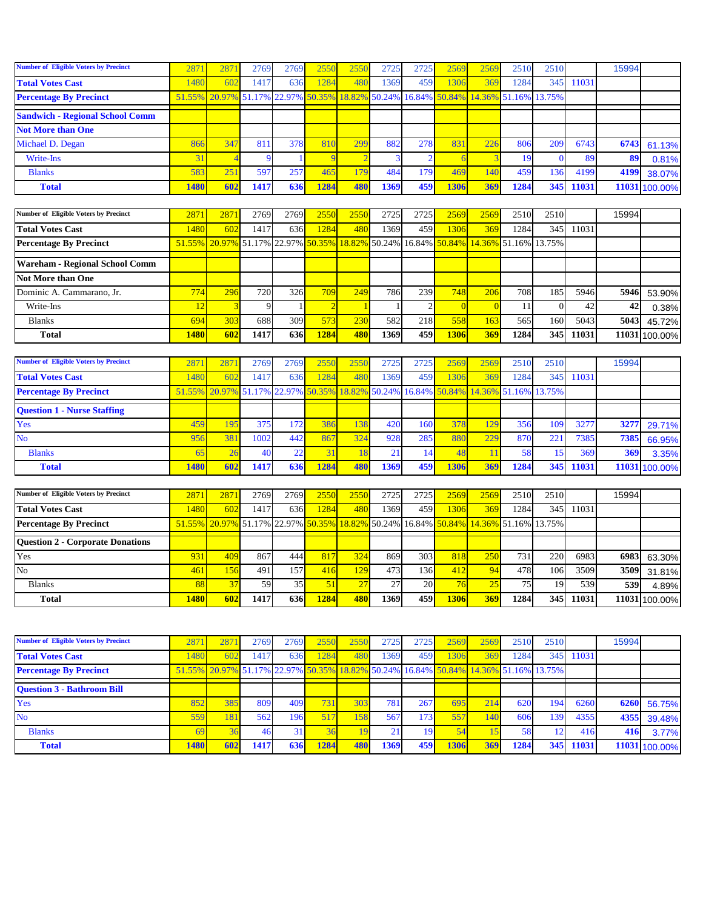| Number of Eligible Voters by Precinct | 2871 | 2871 | 2769 | 2769 | 2550 | 2550 | 2725 | 2725 | 2569 | 2569 | 2510 | 2510 | | 15994 | |
|---|---|---|---|---|---|---|---|---|---|---|---|---|---|---|---|
| **Total Votes Cast** | 1480 | 602 | 1417 | 636 | 1284 | 480 | 1369 | 459 | 1306 | 369 | 1284 | 345 | 11031 | | |
| **Percentage By Precinct** | 51.55% | 20.97% | 51.17% | 22.97% | 50.35% | 18.82% | 50.24% | 16.84% | 50.84% | 14.36% | 51.16% | 13.75% | | | |
| **Sandwich - Regional School Comm** | | | | | | | | | | | | | | | |
| **Not More than One** | | | | | | | | | | | | | | | |
| Michael D. Degan | 866 | 347 | 811 | 378 | 810 | 299 | 882 | 278 | 831 | 226 | 806 | 209 | 6743 | 6743 | 61.13% |
| Write-Ins | 31 | 4 | 9 | 1 | 9 | 2 | 3 | 2 | 6 | 3 | 19 | 0 | 89 | 89 | 0.81% |
| Blanks | 583 | 251 | 597 | 257 | 465 | 179 | 484 | 179 | 469 | 140 | 459 | 136 | 4199 | 4199 | 38.07% |
| **Total** | **1480** | **602** | **1417** | **636** | **1284** | **480** | **1369** | **459** | **1306** | **369** | **1284** | **345** | **11031** | **11031** | 100.00% |

| Number of Eligible Voters by Precinct | 2871 | 2871 | 2769 | 2769 | 2550 | 2550 | 2725 | 2725 | 2569 | 2569 | 2510 | 2510 | | 15994 | |
|---|---|---|---|---|---|---|---|---|---|---|---|---|---|---|---|
| **Total Votes Cast** | 1480 | 602 | 1417 | 636 | 1284 | 480 | 1369 | 459 | 1306 | 369 | 1284 | 345 | 11031 | | |
| **Percentage By Precinct** | 51.55% | 20.97% | 51.17% | 22.97% | 50.35% | 18.82% | 50.24% | 16.84% | 50.84% | 14.36% | 51.16% | 13.75% | | | |
| **Wareham - Regional School Comm** | | | | | | | | | | | | | | | |
| **Not More than One** | | | | | | | | | | | | | | | |
| Dominic A. Cammarano, Jr. | 774 | 296 | 720 | 326 | 709 | 249 | 786 | 239 | 748 | 206 | 708 | 185 | 5946 | 5946 | 53.90% |
| Write-Ins | 12 | 3 | 9 | 1 | 2 | 1 | 1 | 2 | 0 | 0 | 11 | 0 | 42 | 42 | 0.38% |
| Blanks | 694 | 303 | 688 | 309 | 573 | 230 | 582 | 218 | 558 | 163 | 565 | 160 | 5043 | 5043 | 45.72% |
| **Total** | **1480** | **602** | **1417** | **636** | **1284** | **480** | **1369** | **459** | **1306** | **369** | **1284** | **345** | **11031** | **11031** | 100.00% |

| Number of Eligible Voters by Precinct | 2871 | 2871 | 2769 | 2769 | 2550 | 2550 | 2725 | 2725 | 2569 | 2569 | 2510 | 2510 | | 15994 | |
|---|---|---|---|---|---|---|---|---|---|---|---|---|---|---|---|
| **Total Votes Cast** | 1480 | 602 | 1417 | 636 | 1284 | 480 | 1369 | 459 | 1306 | 369 | 1284 | 345 | 11031 | | |
| **Percentage By Precinct** | 51.55% | 20.97% | 51.17% | 22.97% | 50.35% | 18.82% | 50.24% | 16.84% | 50.84% | 14.36% | 51.16% | 13.75% | | | |
| **Question 1 - Nurse Staffing** | | | | | | | | | | | | | | | |
| Yes | 459 | 195 | 375 | 172 | 386 | 138 | 420 | 160 | 378 | 129 | 356 | 109 | 3277 | 3277 | 29.71% |
| No | 956 | 381 | 1002 | 442 | 867 | 324 | 928 | 285 | 880 | 229 | 870 | 221 | 7385 | 7385 | 66.95% |
| Blanks | 65 | 26 | 40 | 22 | 31 | 18 | 21 | 14 | 48 | 11 | 58 | 15 | 369 | 369 | 3.35% |
| **Total** | **1480** | **602** | **1417** | **636** | **1284** | **480** | **1369** | **459** | **1306** | **369** | **1284** | **345** | **11031** | **11031** | 100.00% |

| Number of Eligible Voters by Precinct | 2871 | 2871 | 2769 | 2769 | 2550 | 2550 | 2725 | 2725 | 2569 | 2569 | 2510 | 2510 | | 15994 | |
|---|---|---|---|---|---|---|---|---|---|---|---|---|---|---|---|
| **Total Votes Cast** | 1480 | 602 | 1417 | 636 | 1284 | 480 | 1369 | 459 | 1306 | 369 | 1284 | 345 | 11031 | | |
| **Percentage By Precinct** | 51.55% | 20.97% | 51.17% | 22.97% | 50.35% | 18.82% | 50.24% | 16.84% | 50.84% | 14.36% | 51.16% | 13.75% | | | |
| **Question 2 - Corporate Donations** | | | | | | | | | | | | | | | |
| Yes | 931 | 409 | 867 | 444 | 817 | 324 | 869 | 303 | 818 | 250 | 731 | 220 | 6983 | 6983 | 63.30% |
| No | 461 | 156 | 491 | 157 | 416 | 129 | 473 | 136 | 412 | 94 | 478 | 106 | 3509 | 3509 | 31.81% |
| Blanks | 88 | 37 | 59 | 35 | 51 | 27 | 27 | 20 | 76 | 25 | 75 | 19 | 539 | 539 | 4.89% |
| **Total** | **1480** | **602** | **1417** | **636** | **1284** | **480** | **1369** | **459** | **1306** | **369** | **1284** | **345** | **11031** | **11031** | 100.00% |

| Number of Eligible Voters by Precinct | 2871 | 2871 | 2769 | 2769 | 2550 | 2550 | 2725 | 2725 | 2569 | 2569 | 2510 | 2510 | | 15994 | |
|---|---|---|---|---|---|---|---|---|---|---|---|---|---|---|---|
| **Total Votes Cast** | 1480 | 602 | 1417 | 636 | 1284 | 480 | 1369 | 459 | 1306 | 369 | 1284 | 345 | 11031 | | |
| **Percentage By Precinct** | 51.55% | 20.97% | 51.17% | 22.97% | 50.35% | 18.82% | 50.24% | 16.84% | 50.84% | 14.36% | 51.16% | 13.75% | | | |
| **Question 3 - Bathroom Bill** | | | | | | | | | | | | | | | |
| Yes | 852 | 385 | 809 | 409 | 731 | 303 | 781 | 267 | 695 | 214 | 620 | 194 | 6260 | 6260 | 56.75% |
| No | 559 | 181 | 562 | 196 | 517 | 158 | 567 | 173 | 557 | 140 | 606 | 139 | 4355 | 4355 | 39.48% |
| Blanks | 69 | 36 | 46 | 31 | 36 | 19 | 21 | 19 | 54 | 15 | 58 | 12 | 416 | 416 | 3.77% |
| **Total** | **1480** | **602** | **1417** | **636** | **1284** | **480** | **1369** | **459** | **1306** | **369** | **1284** | **345** | **11031** | **11031** | 100.00% |